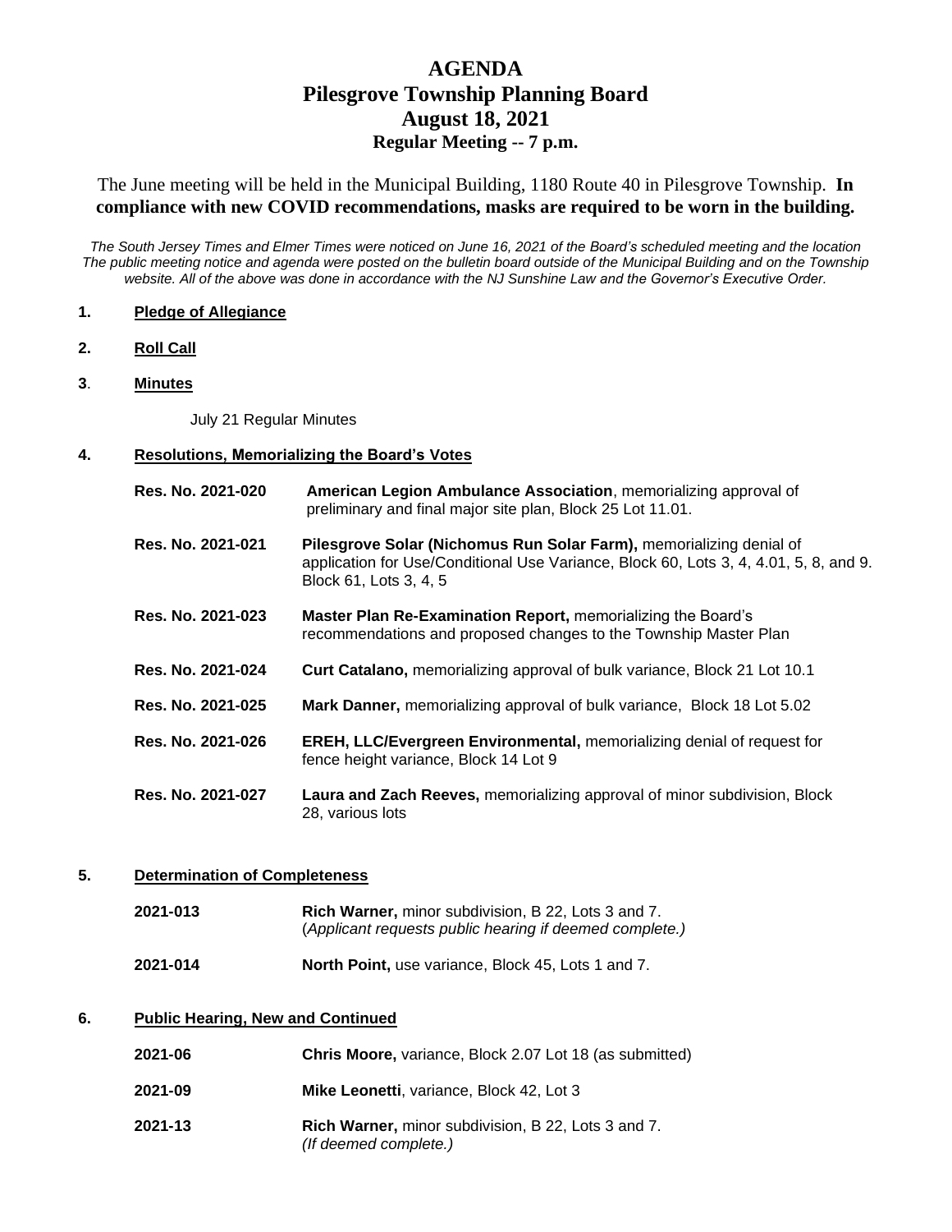# AGENDA
# Pilesgrove Township Planning Board
# August 18, 2021
## Regular Meeting -- 7 p.m.

The June meeting will be held in the Municipal Building, 1180 Route 40 in Pilesgrove Township. **In compliance with new COVID recommendations, masks are required to be worn in the building.**

*The South Jersey Times and Elmer Times were noticed on June 16, 2021 of the Board's scheduled meeting and the location The public meeting notice and agenda were posted on the bulletin board outside of the Municipal Building and on the Township website. All of the above was done in accordance with the NJ Sunshine Law and the Governor's Executive Order.*

**1. Pledge of Allegiance**

**2. Roll Call**

**3. Minutes**

July 21 Regular Minutes

**4. Resolutions, Memorializing the Board's Votes**

**Res. No. 2021-020** **American Legion Ambulance Association**, memorializing approval of preliminary and final major site plan, Block 25 Lot 11.01.

**Res. No. 2021-021** **Pilesgrove Solar (Nichomus Run Solar Farm),** memorializing denial of application for Use/Conditional Use Variance, Block 60, Lots 3, 4, 4.01, 5, 8, and 9. Block 61, Lots 3, 4, 5

**Res. No. 2021-023** **Master Plan Re-Examination Report,** memorializing the Board's recommendations and proposed changes to the Township Master Plan

**Res. No. 2021-024** **Curt Catalano,** memorializing approval of bulk variance, Block 21 Lot 10.1

**Res. No. 2021-025** **Mark Danner,** memorializing approval of bulk variance, Block 18 Lot 5.02

**Res. No. 2021-026** **EREH, LLC/Evergreen Environmental,** memorializing denial of request for fence height variance, Block 14 Lot 9

**Res. No. 2021-027** **Laura and Zach Reeves,** memorializing approval of minor subdivision, Block 28, various lots

**5. Determination of Completeness**

**2021-013** **Rich Warner,** minor subdivision, B 22, Lots 3 and 7. (*Applicant requests public hearing if deemed complete.)*

**2021-014** **North Point,** use variance, Block 45, Lots 1 and 7.

**6. Public Hearing, New and Continued**

**2021-06** **Chris Moore,** variance, Block 2.07 Lot 18 (as submitted)

**2021-09** **Mike Leonetti**, variance, Block 42, Lot 3

**2021-13** **Rich Warner,** minor subdivision, B 22, Lots 3 and 7. *(If deemed complete.)*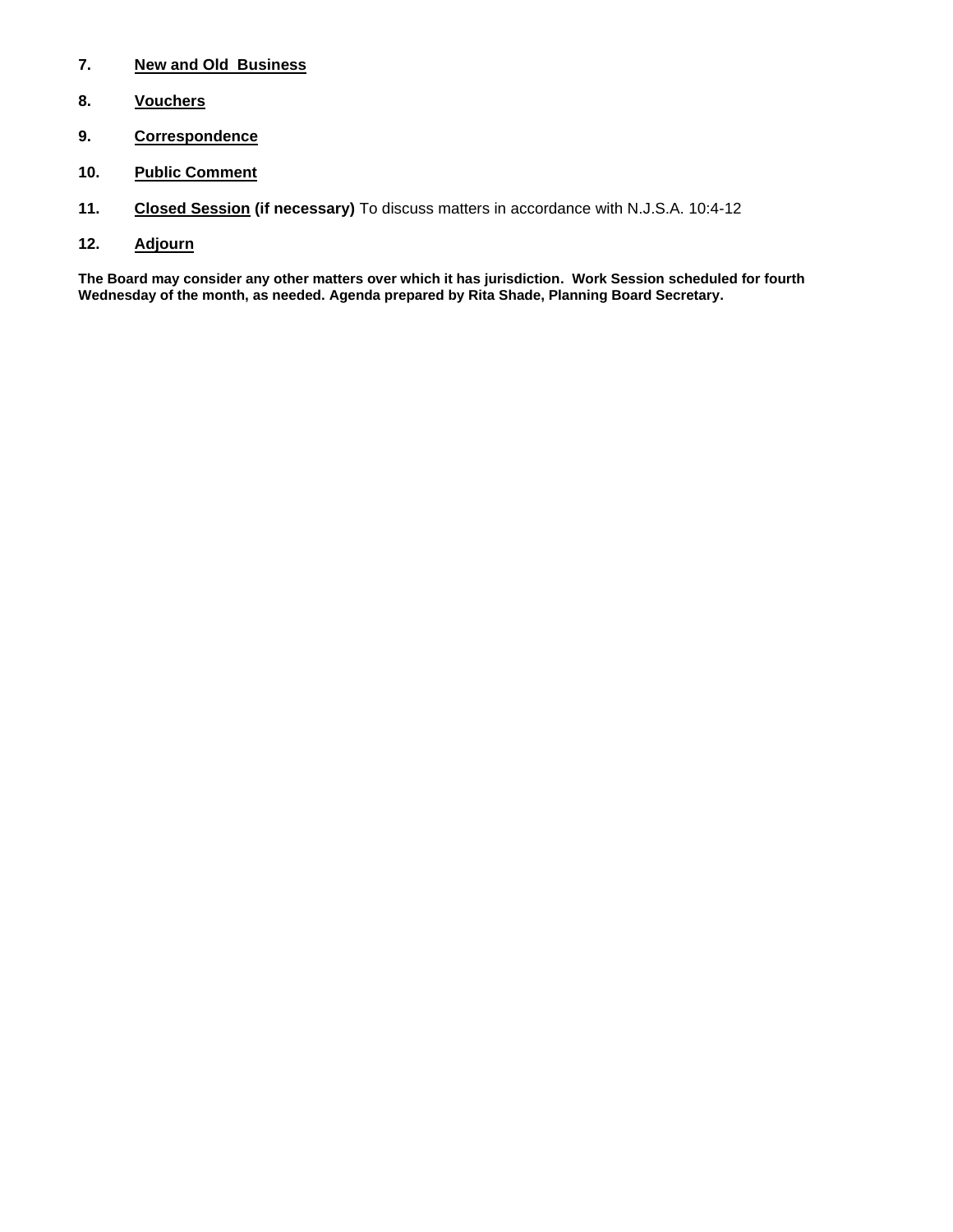**7.** **New and Old Business**

**8.** **Vouchers**

**9.** **Correspondence**

**10.** **Public Comment**

**11.** **Closed Session (if necessary)** To discuss matters in accordance with N.J.S.A. 10:4-12

**12.** **Adjourn**

**The Board may consider any other matters over which it has jurisdiction. Work Session scheduled for fourth Wednesday of the month, as needed. Agenda prepared by Rita Shade, Planning Board Secretary.**